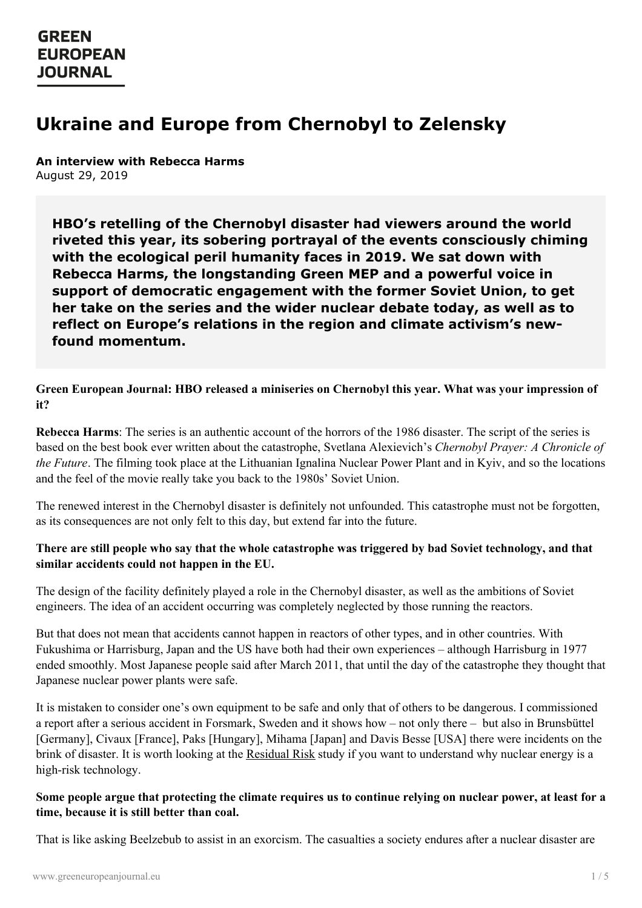GREEN EUROPEAN JOURNAL

# Ukraine and Europe from Chernobyl to Zelensky

**An interview with Rebecca Harms**
August 29, 2019

**HBO's retelling of the Chernobyl disaster had viewers around the world riveted this year, its sobering portrayal of the events consciously chiming with the ecological peril humanity faces in 2019. We sat down with Rebecca Harms, the longstanding Green MEP and a powerful voice in support of democratic engagement with the former Soviet Union, to get her take on the series and the wider nuclear debate today, as well as to reflect on Europe's relations in the region and climate activism's new-found momentum.**

**Green European Journal: HBO released a miniseries on Chernobyl this year. What was your impression of it?**

**Rebecca Harms**: The series is an authentic account of the horrors of the 1986 disaster. The script of the series is based on the best book ever written about the catastrophe, Svetlana Alexievich's *Chernobyl Prayer: A Chronicle of the Future*. The filming took place at the Lithuanian Ignalina Nuclear Power Plant and in Kyiv, and so the locations and the feel of the movie really take you back to the 1980s' Soviet Union.

The renewed interest in the Chernobyl disaster is definitely not unfounded. This catastrophe must not be forgotten, as its consequences are not only felt to this day, but extend far into the future.

**There are still people who say that the whole catastrophe was triggered by bad Soviet technology, and that similar accidents could not happen in the EU.**

The design of the facility definitely played a role in the Chernobyl disaster, as well as the ambitions of Soviet engineers. The idea of an accident occurring was completely neglected by those running the reactors.

But that does not mean that accidents cannot happen in reactors of other types, and in other countries. With Fukushima or Harrisburg, Japan and the US have both had their own experiences – although Harrisburg in 1977 ended smoothly. Most Japanese people said after March 2011, that until the day of the catastrophe they thought that Japanese nuclear power plants were safe.

It is mistaken to consider one's own equipment to be safe and only that of others to be dangerous. I commissioned a report after a serious accident in Forsmark, Sweden and it shows how – not only there – but also in Brunsbüttel [Germany], Civaux [France], Paks [Hungary], Mihama [Japan] and Davis Besse [USA] there were incidents on the brink of disaster. It is worth looking at the Residual Risk study if you want to understand why nuclear energy is a high-risk technology.

**Some people argue that protecting the climate requires us to continue relying on nuclear power, at least for a time, because it is still better than coal.**

That is like asking Beelzebub to assist in an exorcism. The casualties a society endures after a nuclear disaster are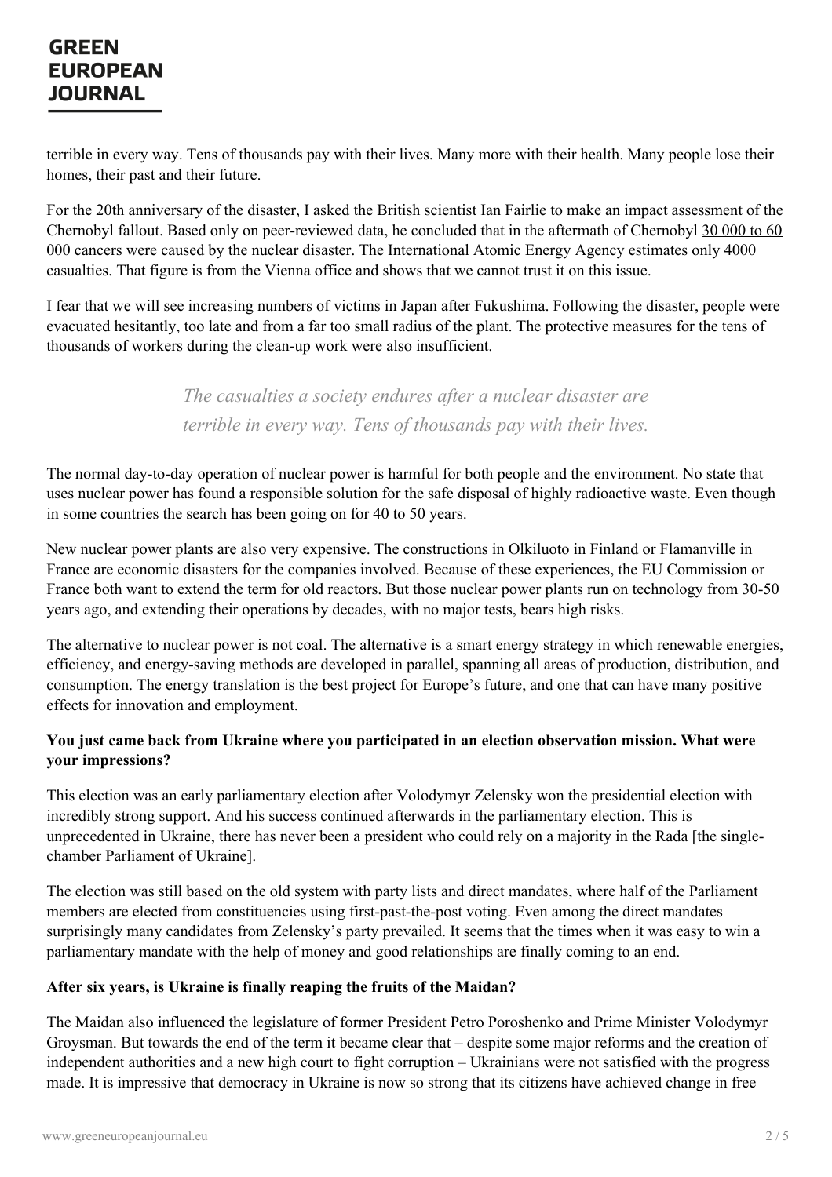terrible in every way. Tens of thousands pay with their lives. Many more with their health. Many people lose their homes, their past and their future.

For the 20th anniversary of the disaster, I asked the British scientist Ian Fairlie to make an impact assessment of the Chernobyl fallout. Based only on peer-reviewed data, he concluded that in the aftermath of Chernobyl 30 000 to 60 000 cancers were caused by the nuclear disaster. The International Atomic Energy Agency estimates only 4000 casualties. That figure is from the Vienna office and shows that we cannot trust it on this issue.

I fear that we will see increasing numbers of victims in Japan after Fukushima. Following the disaster, people were evacuated hesitantly, too late and from a far too small radius of the plant. The protective measures for the tens of thousands of workers during the clean-up work were also insufficient.

> *The casualties a society endures after a nuclear disaster are terrible in every way. Tens of thousands pay with their lives.*

The normal day-to-day operation of nuclear power is harmful for both people and the environment. No state that uses nuclear power has found a responsible solution for the safe disposal of highly radioactive waste. Even though in some countries the search has been going on for 40 to 50 years.

New nuclear power plants are also very expensive. The constructions in Olkiluoto in Finland or Flamanville in France are economic disasters for the companies involved. Because of these experiences, the EU Commission or France both want to extend the term for old reactors. But those nuclear power plants run on technology from 30-50 years ago, and extending their operations by decades, with no major tests, bears high risks.

The alternative to nuclear power is not coal. The alternative is a smart energy strategy in which renewable energies, efficiency, and energy-saving methods are developed in parallel, spanning all areas of production, distribution, and consumption. The energy translation is the best project for Europe's future, and one that can have many positive effects for innovation and employment.

**You just came back from Ukraine where you participated in an election observation mission. What were your impressions?**

This election was an early parliamentary election after Volodymyr Zelensky won the presidential election with incredibly strong support. And his success continued afterwards in the parliamentary election. This is unprecedented in Ukraine, there has never been a president who could rely on a majority in the Rada [the single-chamber Parliament of Ukraine].

The election was still based on the old system with party lists and direct mandates, where half of the Parliament members are elected from constituencies using first-past-the-post voting. Even among the direct mandates surprisingly many candidates from Zelensky's party prevailed. It seems that the times when it was easy to win a parliamentary mandate with the help of money and good relationships are finally coming to an end.

**After six years, is Ukraine is finally reaping the fruits of the Maidan?**

The Maidan also influenced the legislature of former President Petro Poroshenko and Prime Minister Volodymyr Groysman. But towards the end of the term it became clear that – despite some major reforms and the creation of independent authorities and a new high court to fight corruption – Ukrainians were not satisfied with the progress made. It is impressive that democracy in Ukraine is now so strong that its citizens have achieved change in free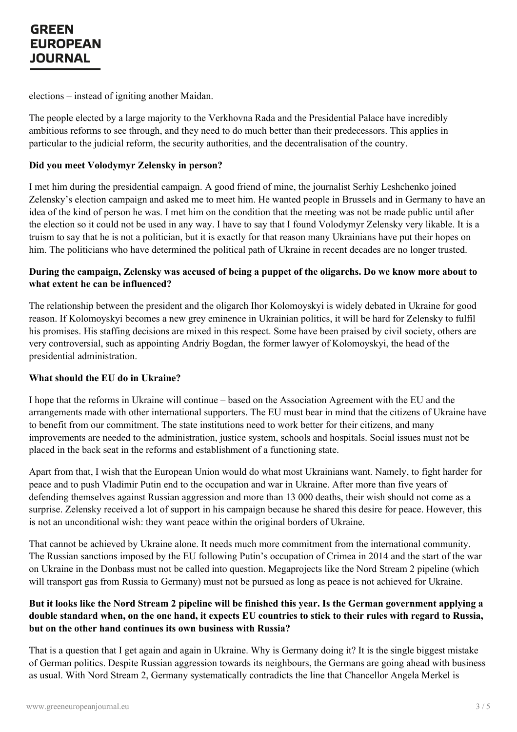elections – instead of igniting another Maidan.

The people elected by a large majority to the Verkhovna Rada and the Presidential Palace have incredibly ambitious reforms to see through, and they need to do much better than their predecessors. This applies in particular to the judicial reform, the security authorities, and the decentralisation of the country.

**Did you meet Volodymyr Zelensky in person?**

I met him during the presidential campaign. A good friend of mine, the journalist Serhiy Leshchenko joined Zelensky's election campaign and asked me to meet him. He wanted people in Brussels and in Germany to have an idea of the kind of person he was. I met him on the condition that the meeting was not be made public until after the election so it could not be used in any way. I have to say that I found Volodymyr Zelensky very likable. It is a truism to say that he is not a politician, but it is exactly for that reason many Ukrainians have put their hopes on him. The politicians who have determined the political path of Ukraine in recent decades are no longer trusted.

**During the campaign, Zelensky was accused of being a puppet of the oligarchs. Do we know more about to what extent he can be influenced?**

The relationship between the president and the oligarch Ihor Kolomoyskyi is widely debated in Ukraine for good reason. If Kolomoyskyi becomes a new grey eminence in Ukrainian politics, it will be hard for Zelensky to fulfil his promises. His staffing decisions are mixed in this respect. Some have been praised by civil society, others are very controversial, such as appointing Andriy Bogdan, the former lawyer of Kolomoyskyi, the head of the presidential administration.

**What should the EU do in Ukraine?**

I hope that the reforms in Ukraine will continue – based on the Association Agreement with the EU and the arrangements made with other international supporters. The EU must bear in mind that the citizens of Ukraine have to benefit from our commitment. The state institutions need to work better for their citizens, and many improvements are needed to the administration, justice system, schools and hospitals. Social issues must not be placed in the back seat in the reforms and establishment of a functioning state.

Apart from that, I wish that the European Union would do what most Ukrainians want. Namely, to fight harder for peace and to push Vladimir Putin end to the occupation and war in Ukraine. After more than five years of defending themselves against Russian aggression and more than 13 000 deaths, their wish should not come as a surprise. Zelensky received a lot of support in his campaign because he shared this desire for peace. However, this is not an unconditional wish: they want peace within the original borders of Ukraine.

That cannot be achieved by Ukraine alone. It needs much more commitment from the international community. The Russian sanctions imposed by the EU following Putin's occupation of Crimea in 2014 and the start of the war on Ukraine in the Donbass must not be called into question. Megaprojects like the Nord Stream 2 pipeline (which will transport gas from Russia to Germany) must not be pursued as long as peace is not achieved for Ukraine.

**But it looks like the Nord Stream 2 pipeline will be finished this year. Is the German government applying a double standard when, on the one hand, it expects EU countries to stick to their rules with regard to Russia, but on the other hand continues its own business with Russia?**

That is a question that I get again and again in Ukraine. Why is Germany doing it? It is the single biggest mistake of German politics. Despite Russian aggression towards its neighbours, the Germans are going ahead with business as usual. With Nord Stream 2, Germany systematically contradicts the line that Chancellor Angela Merkel is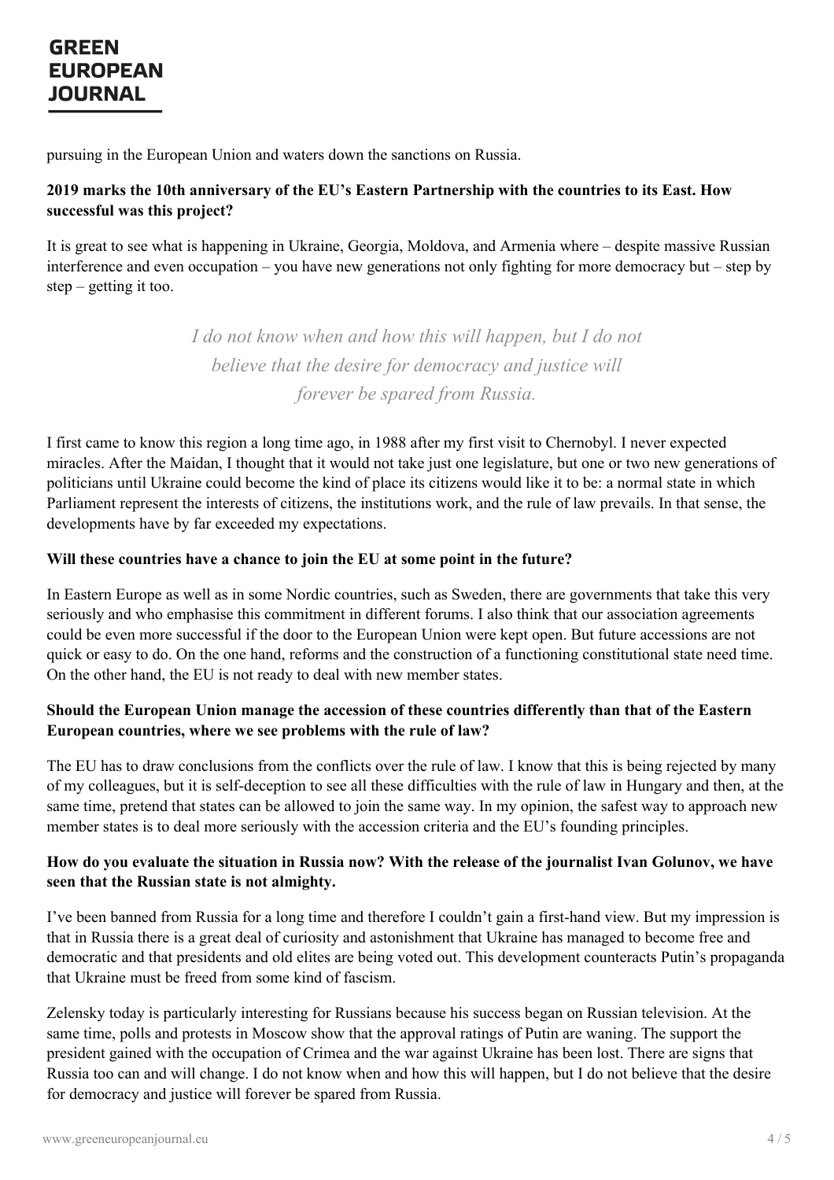pursuing in the European Union and waters down the sanctions on Russia.

**2019 marks the 10th anniversary of the EU's Eastern Partnership with the countries to its East. How successful was this project?**

It is great to see what is happening in Ukraine, Georgia, Moldova, and Armenia where – despite massive Russian interference and even occupation – you have new generations not only fighting for more democracy but – step by step – getting it too.

> *I do not know when and how this will happen, but I do not believe that the desire for democracy and justice will forever be spared from Russia.*

I first came to know this region a long time ago, in 1988 after my first visit to Chernobyl. I never expected miracles. After the Maidan, I thought that it would not take just one legislature, but one or two new generations of politicians until Ukraine could become the kind of place its citizens would like it to be: a normal state in which Parliament represent the interests of citizens, the institutions work, and the rule of law prevails. In that sense, the developments have by far exceeded my expectations.

**Will these countries have a chance to join the EU at some point in the future?**

In Eastern Europe as well as in some Nordic countries, such as Sweden, there are governments that take this very seriously and who emphasise this commitment in different forums. I also think that our association agreements could be even more successful if the door to the European Union were kept open. But future accessions are not quick or easy to do. On the one hand, reforms and the construction of a functioning constitutional state need time. On the other hand, the EU is not ready to deal with new member states.

**Should the European Union manage the accession of these countries differently than that of the Eastern European countries, where we see problems with the rule of law?**

The EU has to draw conclusions from the conflicts over the rule of law. I know that this is being rejected by many of my colleagues, but it is self-deception to see all these difficulties with the rule of law in Hungary and then, at the same time, pretend that states can be allowed to join the same way. In my opinion, the safest way to approach new member states is to deal more seriously with the accession criteria and the EU's founding principles.

**How do you evaluate the situation in Russia now? With the release of the journalist Ivan Golunov, we have seen that the Russian state is not almighty.**

I've been banned from Russia for a long time and therefore I couldn't gain a first-hand view. But my impression is that in Russia there is a great deal of curiosity and astonishment that Ukraine has managed to become free and democratic and that presidents and old elites are being voted out. This development counteracts Putin's propaganda that Ukraine must be freed from some kind of fascism.

Zelensky today is particularly interesting for Russians because his success began on Russian television. At the same time, polls and protests in Moscow show that the approval ratings of Putin are waning. The support the president gained with the occupation of Crimea and the war against Ukraine has been lost. There are signs that Russia too can and will change. I do not know when and how this will happen, but I do not believe that the desire for democracy and justice will forever be spared from Russia.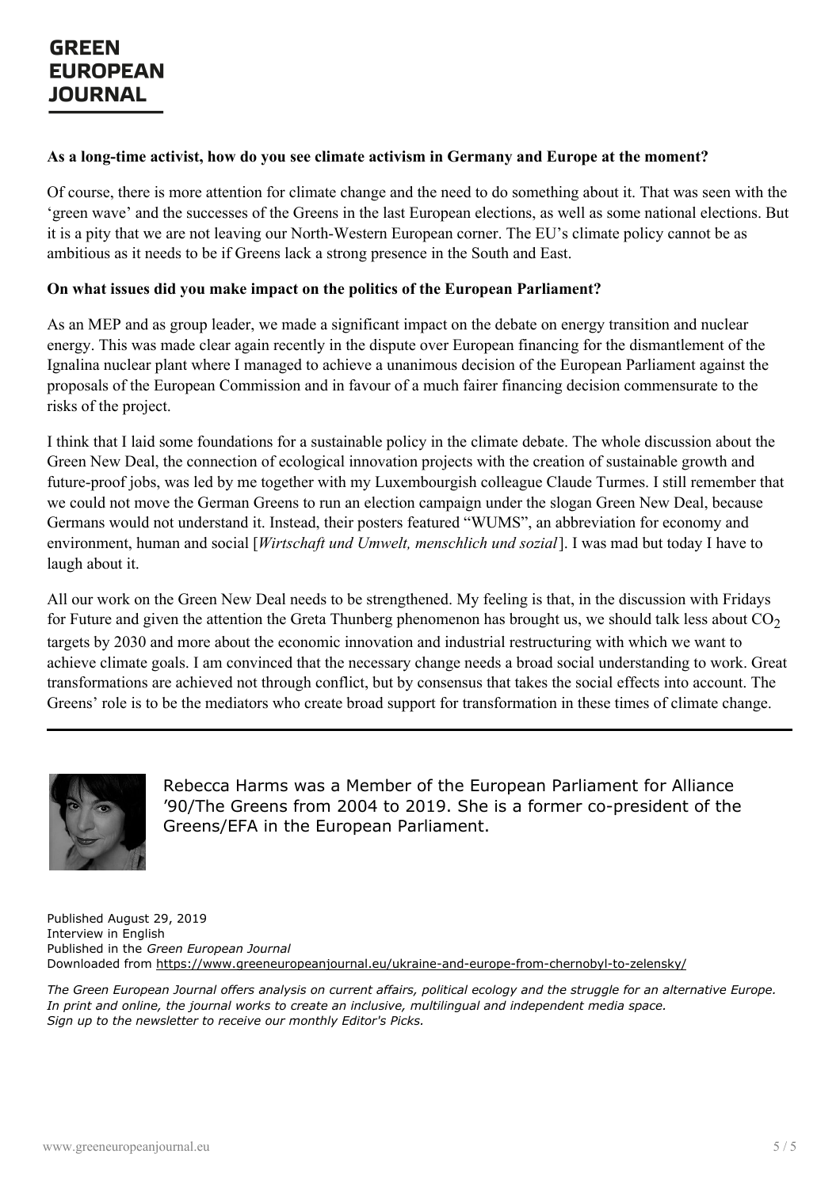**As a long-time activist, how do you see climate activism in Germany and Europe at the moment?**

Of course, there is more attention for climate change and the need to do something about it. That was seen with the 'green wave' and the successes of the Greens in the last European elections, as well as some national elections. But it is a pity that we are not leaving our North-Western European corner. The EU's climate policy cannot be as ambitious as it needs to be if Greens lack a strong presence in the South and East.

**On what issues did you make impact on the politics of the European Parliament?**

As an MEP and as group leader, we made a significant impact on the debate on energy transition and nuclear energy. This was made clear again recently in the dispute over European financing for the dismantlement of the Ignalina nuclear plant where I managed to achieve a unanimous decision of the European Parliament against the proposals of the European Commission and in favour of a much fairer financing decision commensurate to the risks of the project.

I think that I laid some foundations for a sustainable policy in the climate debate. The whole discussion about the Green New Deal, the connection of ecological innovation projects with the creation of sustainable growth and future-proof jobs, was led by me together with my Luxembourgish colleague Claude Turmes. I still remember that we could not move the German Greens to run an election campaign under the slogan Green New Deal, because Germans would not understand it. Instead, their posters featured "WUMS", an abbreviation for economy and environment, human and social [*Wirtschaft und Umwelt, menschlich und sozial*]. I was mad but today I have to laugh about it.

All our work on the Green New Deal needs to be strengthened. My feeling is that, in the discussion with Fridays for Future and given the attention the Greta Thunberg phenomenon has brought us, we should talk less about $CO_2$ targets by 2030 and more about the economic innovation and industrial restructuring with which we want to achieve climate goals. I am convinced that the necessary change needs a broad social understanding to work. Great transformations are achieved not through conflict, but by consensus that takes the social effects into account. The Greens' role is to be the mediators who create broad support for transformation in these times of climate change.

---

Rebecca Harms was a Member of the European Parliament for Alliance '90/The Greens from 2004 to 2019. She is a former co-president of the Greens/EFA in the European Parliament.

Published August 29, 2019
Interview in English
Published in the *Green European Journal*
Downloaded from https://www.greeneuropeanjournal.eu/ukraine-and-europe-from-chernobyl-to-zelensky/

*The Green European Journal offers analysis on current affairs, political ecology and the struggle for an alternative Europe. In print and online, the journal works to create an inclusive, multilingual and independent media space. Sign up to the newsletter to receive our monthly Editor's Picks.*